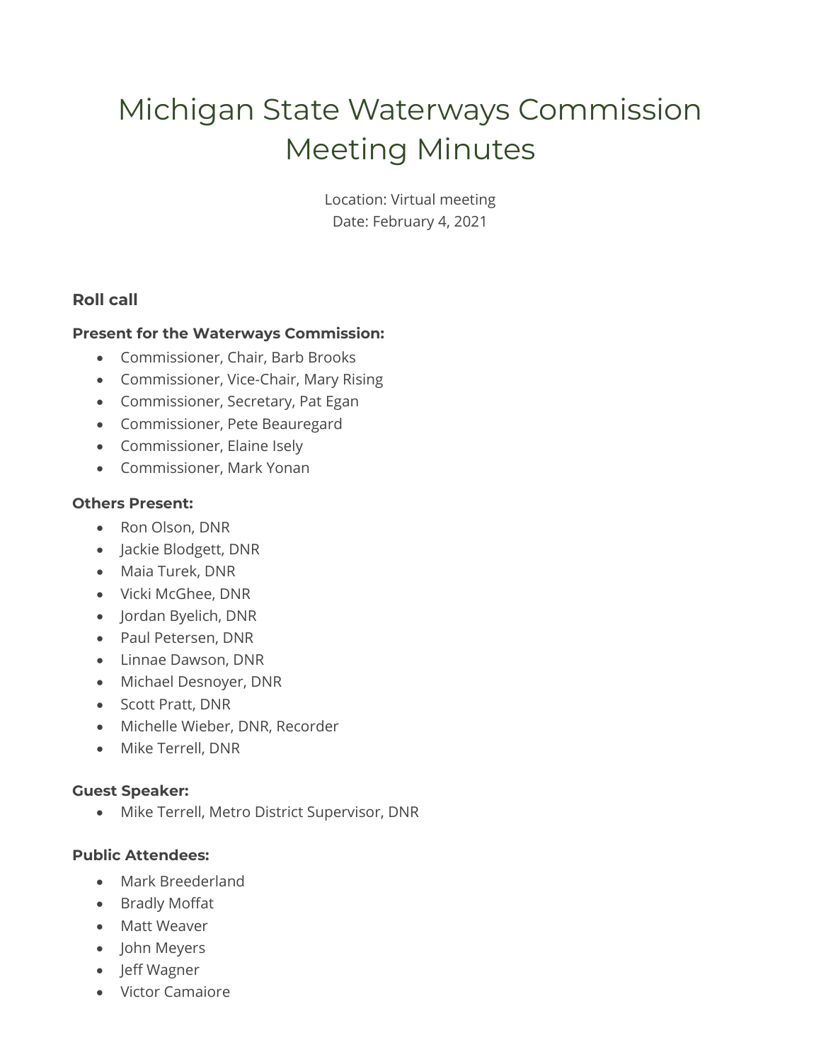# Michigan State Waterways Commission Meeting Minutes

Location: Virtual meeting
Date: February 4, 2021

### Roll call

**Present for the Waterways Commission:**

- Commissioner, Chair, Barb Brooks
- Commissioner, Vice-Chair, Mary Rising
- Commissioner, Secretary, Pat Egan
- Commissioner, Pete Beauregard
- Commissioner, Elaine Isely
- Commissioner, Mark Yonan

**Others Present:**

- Ron Olson, DNR
- Jackie Blodgett, DNR
- Maia Turek, DNR
- Vicki McGhee, DNR
- Jordan Byelich, DNR
- Paul Petersen, DNR
- Linnae Dawson, DNR
- Michael Desnoyer, DNR
- Scott Pratt, DNR
- Michelle Wieber, DNR, Recorder
- Mike Terrell, DNR

**Guest Speaker:**

- Mike Terrell, Metro District Supervisor, DNR

**Public Attendees:**

- Mark Breederland
- Bradly Moffat
- Matt Weaver
- John Meyers
- Jeff Wagner
- Victor Camaiore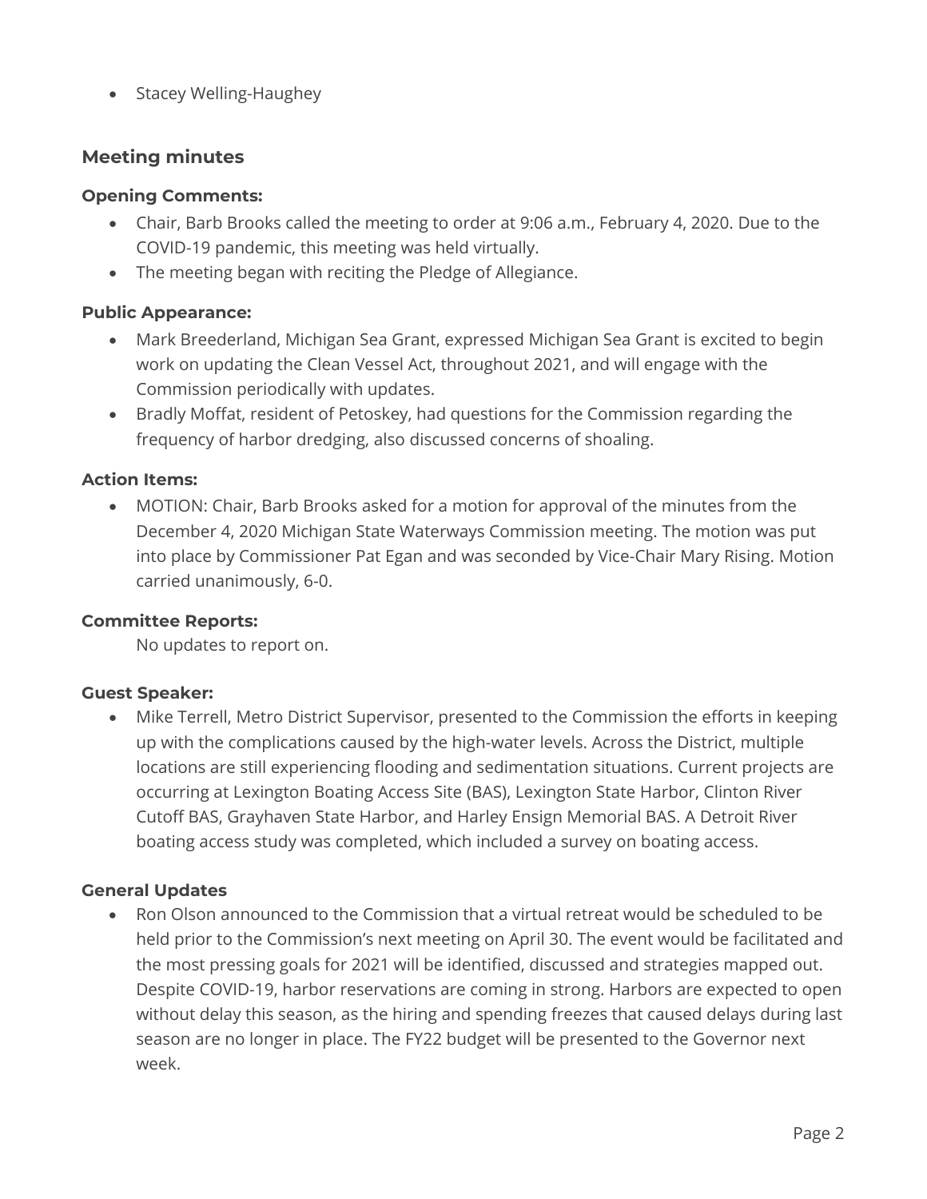- Stacey Welling-Haughey

## Meeting minutes

### Opening Comments:

- Chair, Barb Brooks called the meeting to order at 9:06 a.m., February 4, 2020. Due to the COVID-19 pandemic, this meeting was held virtually.
- The meeting began with reciting the Pledge of Allegiance.

### Public Appearance:

- Mark Breederland, Michigan Sea Grant, expressed Michigan Sea Grant is excited to begin work on updating the Clean Vessel Act, throughout 2021, and will engage with the Commission periodically with updates.
- Bradly Moffat, resident of Petoskey, had questions for the Commission regarding the frequency of harbor dredging, also discussed concerns of shoaling.

### Action Items:

- MOTION: Chair, Barb Brooks asked for a motion for approval of the minutes from the December 4, 2020 Michigan State Waterways Commission meeting. The motion was put into place by Commissioner Pat Egan and was seconded by Vice-Chair Mary Rising. Motion carried unanimously, 6-0.

### Committee Reports:

No updates to report on.

### Guest Speaker:

- Mike Terrell, Metro District Supervisor, presented to the Commission the efforts in keeping up with the complications caused by the high-water levels. Across the District, multiple locations are still experiencing flooding and sedimentation situations. Current projects are occurring at Lexington Boating Access Site (BAS), Lexington State Harbor, Clinton River Cutoff BAS, Grayhaven State Harbor, and Harley Ensign Memorial BAS. A Detroit River boating access study was completed, which included a survey on boating access.

### General Updates

- Ron Olson announced to the Commission that a virtual retreat would be scheduled to be held prior to the Commission's next meeting on April 30. The event would be facilitated and the most pressing goals for 2021 will be identified, discussed and strategies mapped out. Despite COVID-19, harbor reservations are coming in strong. Harbors are expected to open without delay this season, as the hiring and spending freezes that caused delays during last season are no longer in place. The FY22 budget will be presented to the Governor next week.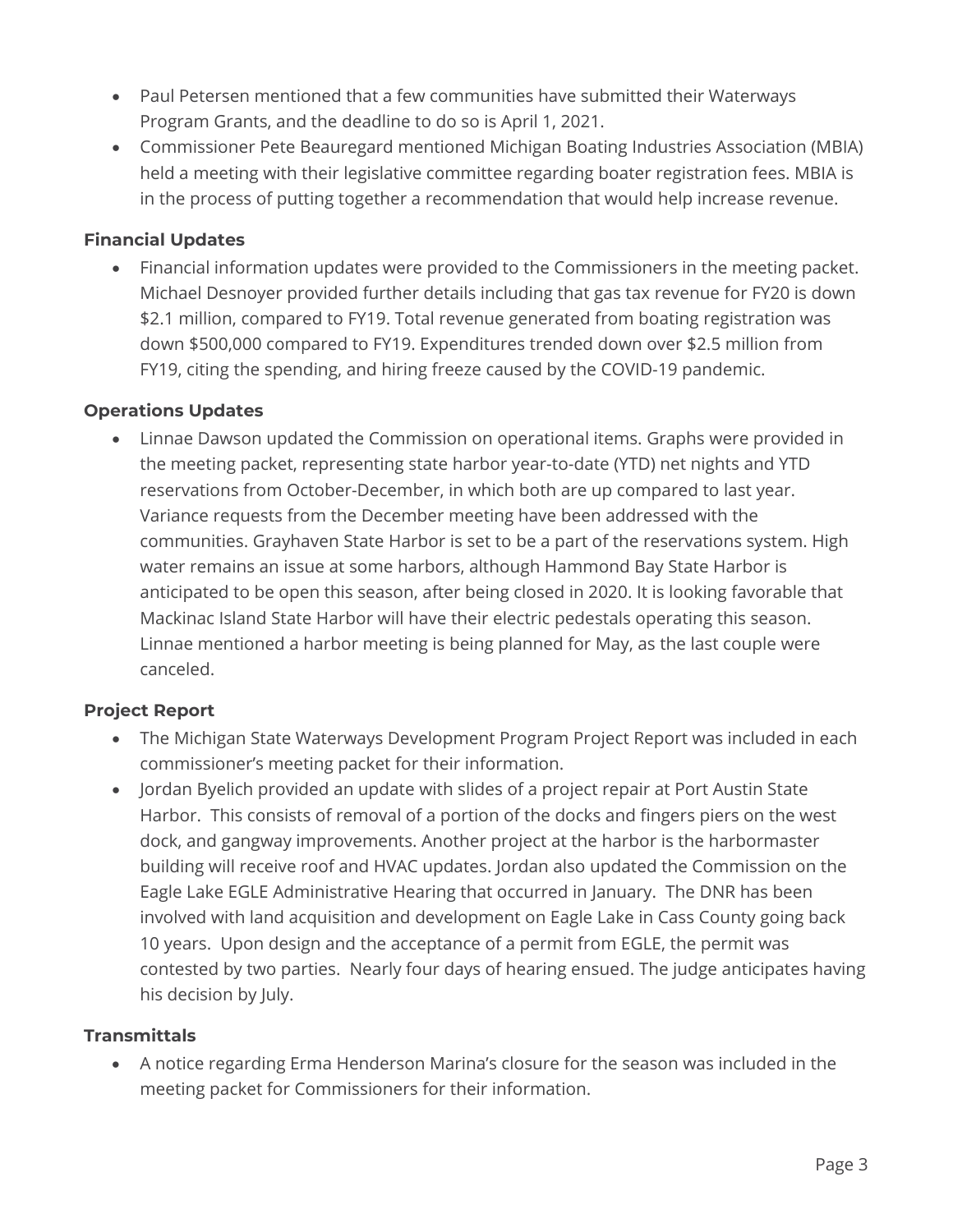- Paul Petersen mentioned that a few communities have submitted their Waterways Program Grants, and the deadline to do so is April 1, 2021.
- Commissioner Pete Beauregard mentioned Michigan Boating Industries Association (MBIA) held a meeting with their legislative committee regarding boater registration fees. MBIA is in the process of putting together a recommendation that would help increase revenue.

**Financial Updates**

- Financial information updates were provided to the Commissioners in the meeting packet. Michael Desnoyer provided further details including that gas tax revenue for FY20 is down $2.1 million, compared to FY19. Total revenue generated from boating registration was down $500,000 compared to FY19. Expenditures trended down over $2.5 million from FY19, citing the spending, and hiring freeze caused by the COVID-19 pandemic.

**Operations Updates**

- Linnae Dawson updated the Commission on operational items. Graphs were provided in the meeting packet, representing state harbor year-to-date (YTD) net nights and YTD reservations from October-December, in which both are up compared to last year. Variance requests from the December meeting have been addressed with the communities. Grayhaven State Harbor is set to be a part of the reservations system. High water remains an issue at some harbors, although Hammond Bay State Harbor is anticipated to be open this season, after being closed in 2020. It is looking favorable that Mackinac Island State Harbor will have their electric pedestals operating this season. Linnae mentioned a harbor meeting is being planned for May, as the last couple were canceled.

**Project Report**

- The Michigan State Waterways Development Program Project Report was included in each commissioner's meeting packet for their information.
- Jordan Byelich provided an update with slides of a project repair at Port Austin State Harbor. This consists of removal of a portion of the docks and fingers piers on the west dock, and gangway improvements. Another project at the harbor is the harbormaster building will receive roof and HVAC updates. Jordan also updated the Commission on the Eagle Lake EGLE Administrative Hearing that occurred in January. The DNR has been involved with land acquisition and development on Eagle Lake in Cass County going back 10 years. Upon design and the acceptance of a permit from EGLE, the permit was contested by two parties. Nearly four days of hearing ensued. The judge anticipates having his decision by July.

**Transmittals**

- A notice regarding Erma Henderson Marina's closure for the season was included in the meeting packet for Commissioners for their information.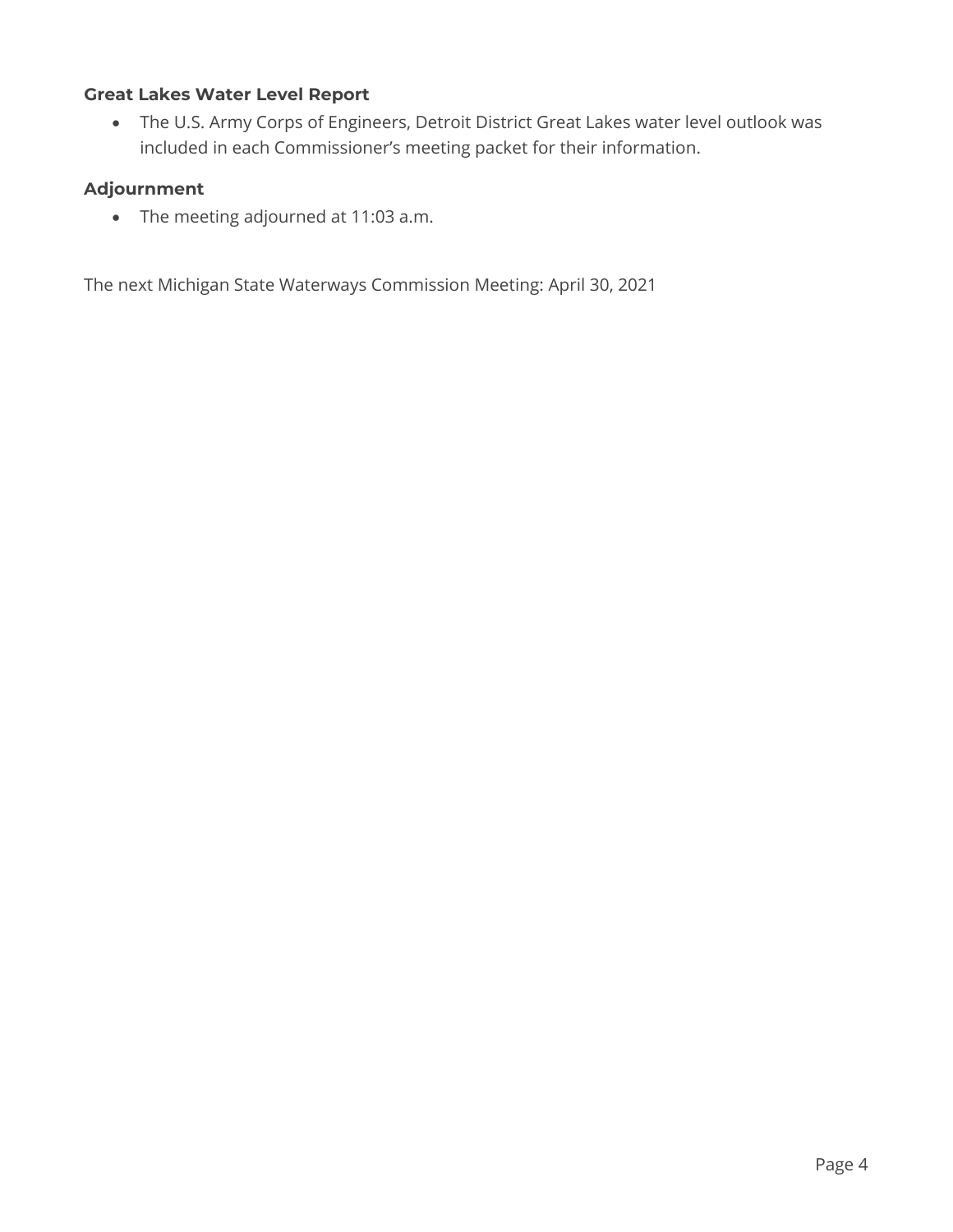### Great Lakes Water Level Report

- The U.S. Army Corps of Engineers, Detroit District Great Lakes water level outlook was included in each Commissioner's meeting packet for their information.

### Adjournment

- The meeting adjourned at 11:03 a.m.

The next Michigan State Waterways Commission Meeting: April 30, 2021